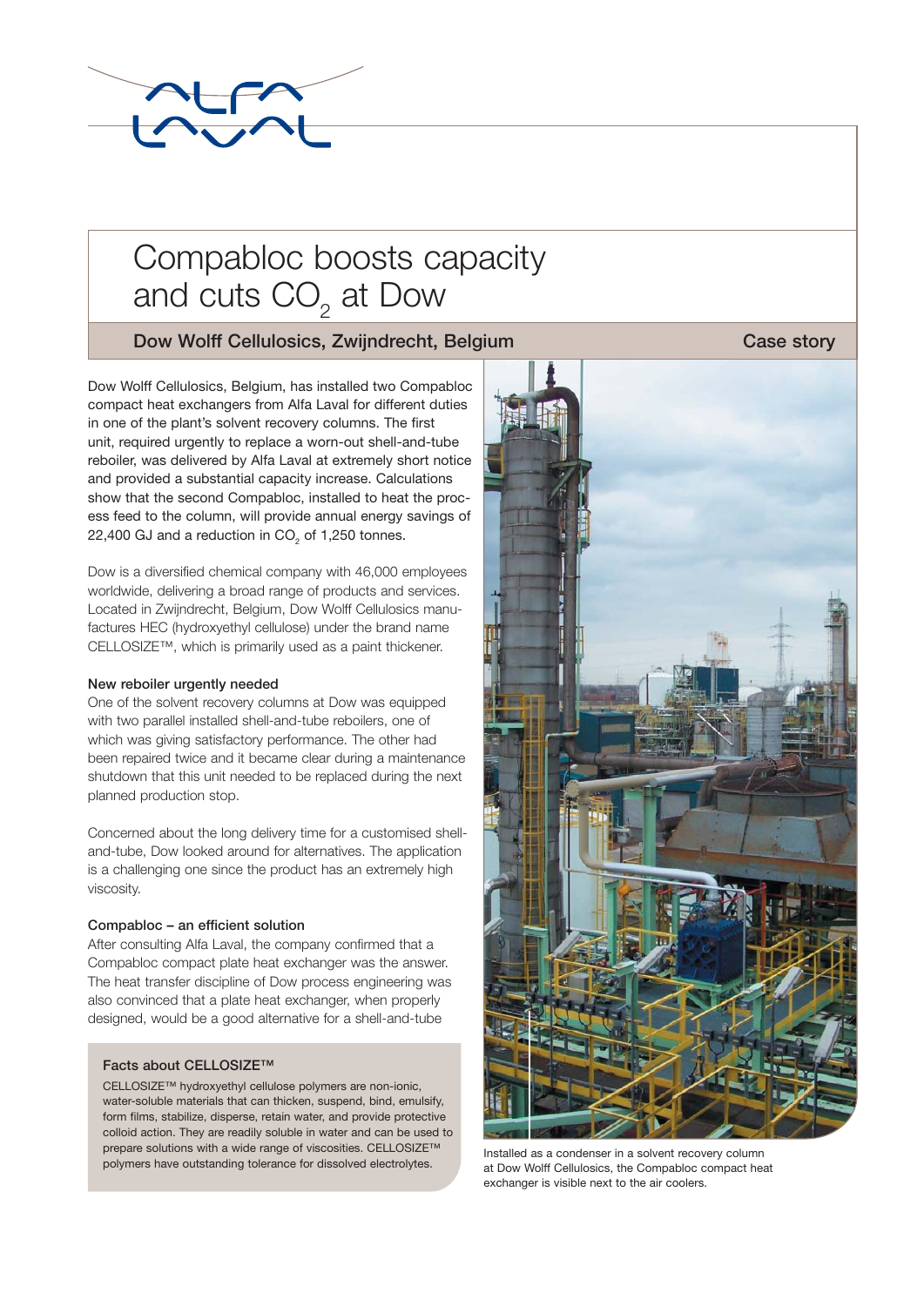# Compabloc boosts capacity and cuts $CO_2$ at Dow

## Dow Wolff Cellulosics, Zwijndrecht, Belgium

Case story

Dow Wolff Cellulosics, Belgium, has installed two Compabloc compact heat exchangers from Alfa Laval for different duties in one of the plant's solvent recovery columns. The first unit, required urgently to replace a worn-out shell-and-tube reboiler, was delivered by Alfa Laval at extremely short notice and provided a substantial capacity increase. Calculations show that the second Compabloc, installed to heat the process feed to the column, will provide annual energy savings of 22,400 GJ and a reduction in $CO_2$ of 1,250 tonnes.

Dow is a diversified chemical company with 46,000 employees worldwide, delivering a broad range of products and services. Located in Zwijndrecht, Belgium, Dow Wolff Cellulosics manufactures HEC (hydroxyethyl cellulose) under the brand name CELLOSIZE™, which is primarily used as a paint thickener.

### New reboiler urgently needed

One of the solvent recovery columns at Dow was equipped with two parallel installed shell-and-tube reboilers, one of which was giving satisfactory performance. The other had been repaired twice and it became clear during a maintenance shutdown that this unit needed to be replaced during the next planned production stop.

Concerned about the long delivery time for a customised shell-and-tube, Dow looked around for alternatives. The application is a challenging one since the product has an extremely high viscosity.

### Compabloc – an efficient solution

After consulting Alfa Laval, the company confirmed that a Compabloc compact plate heat exchanger was the answer. The heat transfer discipline of Dow process engineering was also convinced that a plate heat exchanger, when properly designed, would be a good alternative for a shell-and-tube

#### Facts about CELLOSIZE™

CELLOSIZE™ hydroxyethyl cellulose polymers are non-ionic, water-soluble materials that can thicken, suspend, bind, emulsify, form films, stabilize, disperse, retain water, and provide protective colloid action. They are readily soluble in water and can be used to prepare solutions with a wide range of viscosities. CELLOSIZE™ polymers have outstanding tolerance for dissolved electrolytes.

Installed as a condenser in a solvent recovery column at Dow Wolff Cellulosics, the Compabloc compact heat exchanger is visible next to the air coolers.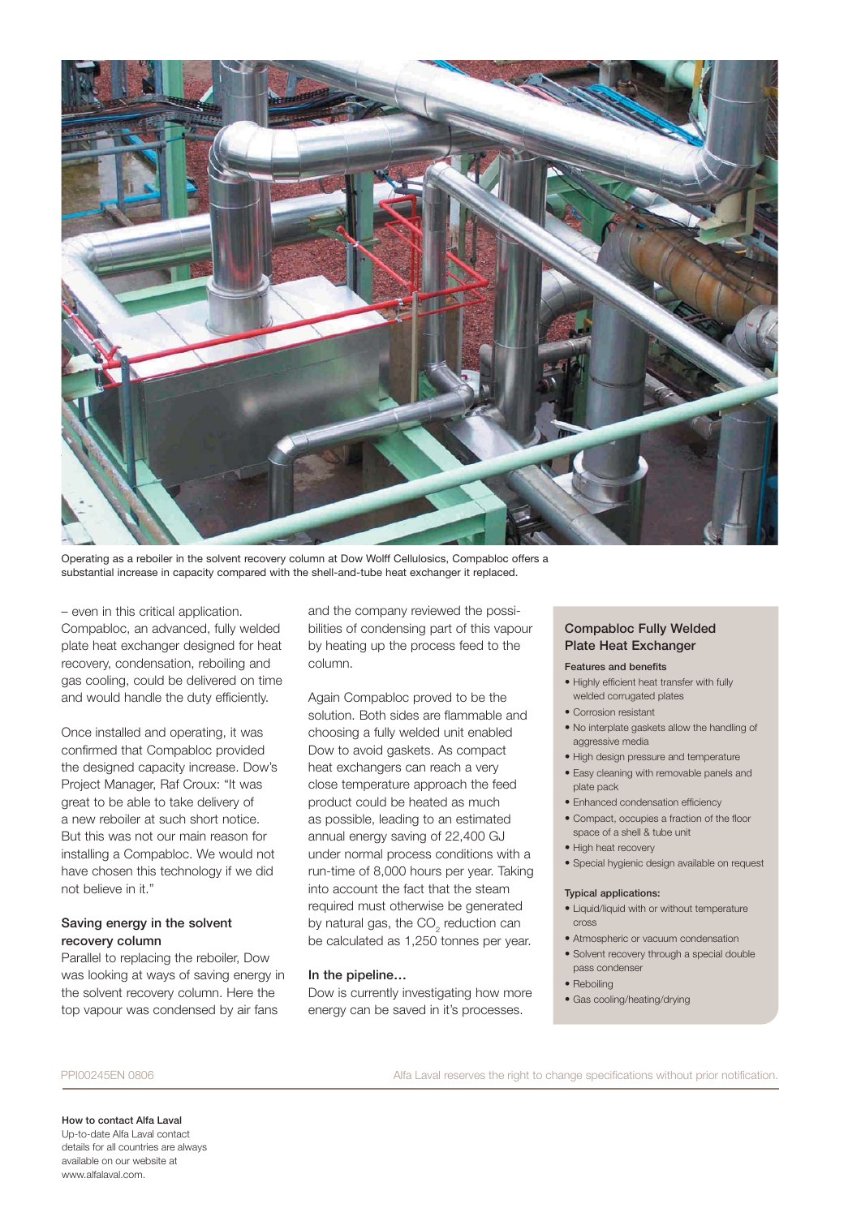Operating as a reboiler in the solvent recovery column at Dow Wolff Cellulosics, Compabloc offers a substantial increase in capacity compared with the shell-and-tube heat exchanger it replaced.

– even in this critical application. Compabloc, an advanced, fully welded plate heat exchanger designed for heat recovery, condensation, reboiling and gas cooling, could be delivered on time and would handle the duty efficiently.

Once installed and operating, it was confirmed that Compabloc provided the designed capacity increase. Dow's Project Manager, Raf Croux: "It was great to be able to take delivery of a new reboiler at such short notice. But this was not our main reason for installing a Compabloc. We would not have chosen this technology if we did not believe in it."

### Saving energy in the solvent recovery column

Parallel to replacing the reboiler, Dow was looking at ways of saving energy in the solvent recovery column. Here the top vapour was condensed by air fans and the company reviewed the possibilities of condensing part of this vapour by heating up the process feed to the column.

Again Compabloc proved to be the solution. Both sides are flammable and choosing a fully welded unit enabled Dow to avoid gaskets. As compact heat exchangers can reach a very close temperature approach the feed product could be heated as much as possible, leading to an estimated annual energy saving of 22,400 GJ under normal process conditions with a run-time of 8,000 hours per year. Taking into account the fact that the steam required must otherwise be generated by natural gas, the $CO_2$ reduction can be calculated as 1,250 tonnes per year.

### In the pipeline…

Dow is currently investigating how more energy can be saved in it's processes.

### Compabloc Fully Welded Plate Heat Exchanger

**Features and benefits**

- Highly efficient heat transfer with fully welded corrugated plates
- Corrosion resistant
- No interplate gaskets allow the handling of aggressive media
- High design pressure and temperature
- Easy cleaning with removable panels and plate pack
- Enhanced condensation efficiency
- Compact, occupies a fraction of the floor space of a shell & tube unit
- High heat recovery
- Special hygienic design available on request

**Typical applications:**

- Liquid/liquid with or without temperature cross
- Atmospheric or vacuum condensation
- Solvent recovery through a special double pass condenser
- Reboiling
- Gas cooling/heating/drying

PPI00245EN 0806

Alfa Laval reserves the right to change specifications without prior notification.

**How to contact Alfa Laval**
Up-to-date Alfa Laval contact details for all countries are always available on our website at www.alfalaval.com.